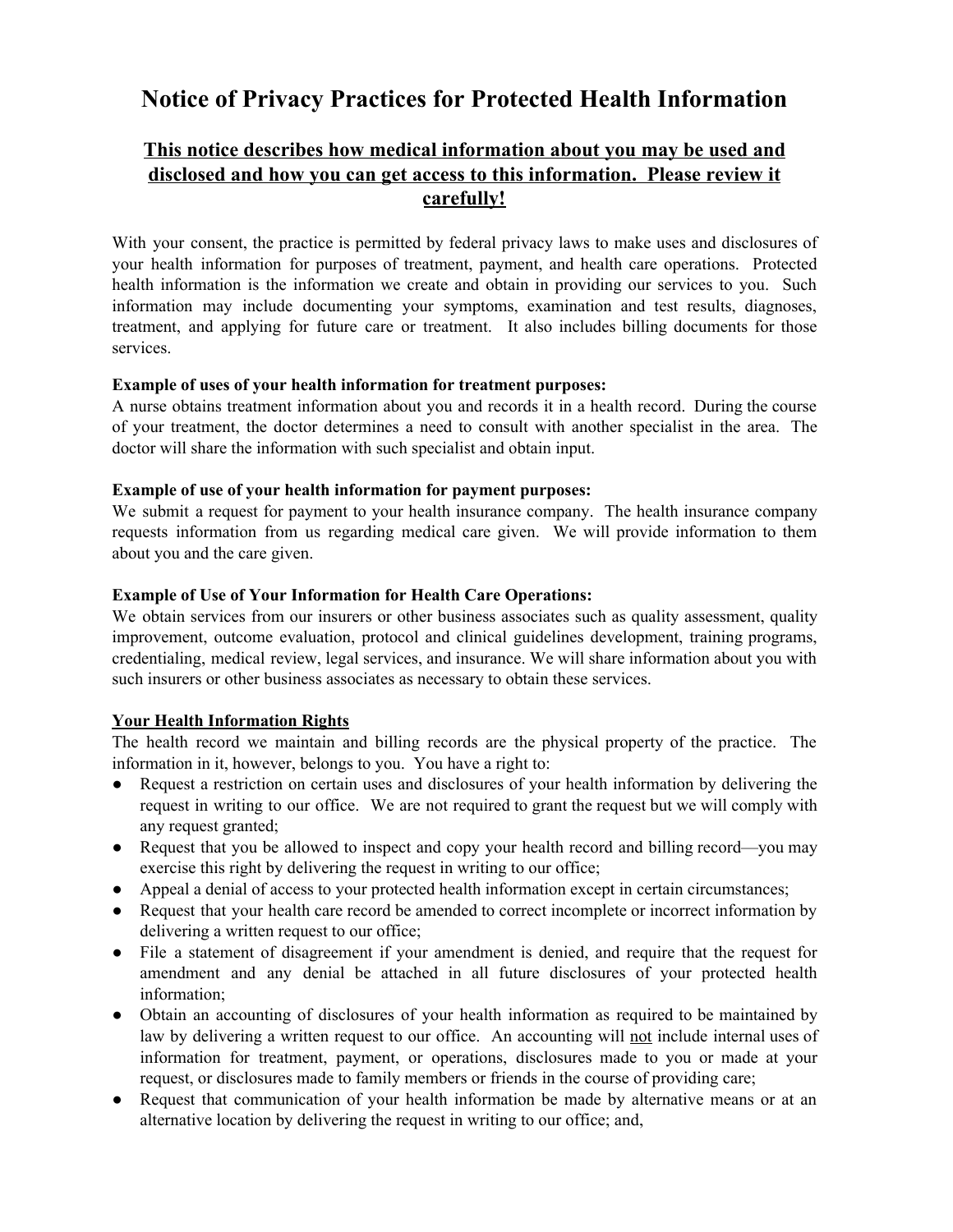# Notice of Privacy Practices for Protected Health Information

## This notice describes how medical information about you may be used and disclosed and how you can get access to this information. Please review it carefully!

With your consent, the practice is permitted by federal privacy laws to make uses and disclosures of your health information for purposes of treatment, payment, and health care operations. Protected health information is the information we create and obtain in providing our services to you. Such information may include documenting your symptoms, examination and test results, diagnoses, treatment, and applying for future care or treatment. It also includes billing documents for those services.

**Example of uses of your health information for treatment purposes:**
A nurse obtains treatment information about you and records it in a health record. During the course of your treatment, the doctor determines a need to consult with another specialist in the area. The doctor will share the information with such specialist and obtain input.

**Example of use of your health information for payment purposes:**
We submit a request for payment to your health insurance company. The health insurance company requests information from us regarding medical care given. We will provide information to them about you and the care given.

**Example of Use of Your Information for Health Care Operations:**
We obtain services from our insurers or other business associates such as quality assessment, quality improvement, outcome evaluation, protocol and clinical guidelines development, training programs, credentialing, medical review, legal services, and insurance. We will share information about you with such insurers or other business associates as necessary to obtain these services.

**Your Health Information Rights**

The health record we maintain and billing records are the physical property of the practice. The information in it, however, belongs to you. You have a right to:

- Request a restriction on certain uses and disclosures of your health information by delivering the request in writing to our office. We are not required to grant the request but we will comply with any request granted;
- Request that you be allowed to inspect and copy your health record and billing record—you may exercise this right by delivering the request in writing to our office;
- Appeal a denial of access to your protected health information except in certain circumstances;
- Request that your health care record be amended to correct incomplete or incorrect information by delivering a written request to our office;
- File a statement of disagreement if your amendment is denied, and require that the request for amendment and any denial be attached in all future disclosures of your protected health information;
- Obtain an accounting of disclosures of your health information as required to be maintained by law by delivering a written request to our office. An accounting will not include internal uses of information for treatment, payment, or operations, disclosures made to you or made at your request, or disclosures made to family members or friends in the course of providing care;
- Request that communication of your health information be made by alternative means or at an alternative location by delivering the request in writing to our office; and,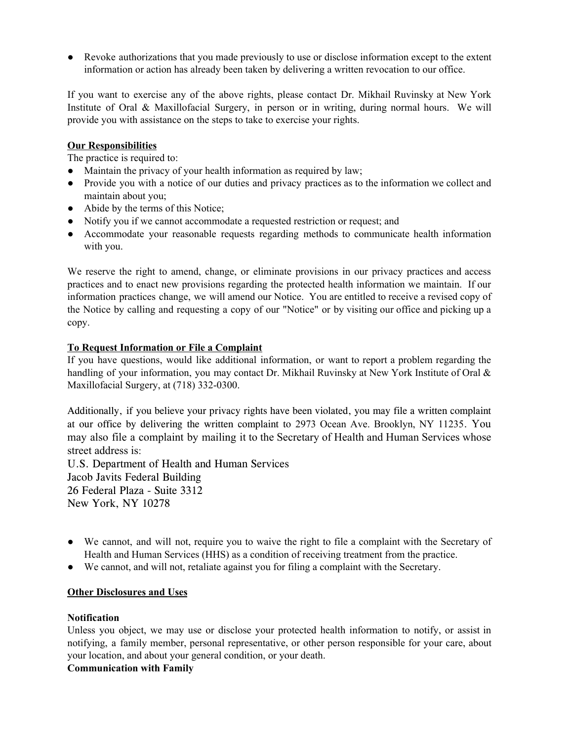- Revoke authorizations that you made previously to use or disclose information except to the extent information or action has already been taken by delivering a written revocation to our office.

If you want to exercise any of the above rights, please contact Dr. Mikhail Ruvinsky at New York Institute of Oral & Maxillofacial Surgery, in person or in writing, during normal hours. We will provide you with assistance on the steps to take to exercise your rights.

**Our Responsibilities**

The practice is required to:

- Maintain the privacy of your health information as required by law;
- Provide you with a notice of our duties and privacy practices as to the information we collect and maintain about you;
- Abide by the terms of this Notice;
- Notify you if we cannot accommodate a requested restriction or request; and
- Accommodate your reasonable requests regarding methods to communicate health information with you.

We reserve the right to amend, change, or eliminate provisions in our privacy practices and access practices and to enact new provisions regarding the protected health information we maintain. If our information practices change, we will amend our Notice. You are entitled to receive a revised copy of the Notice by calling and requesting a copy of our "Notice" or by visiting our office and picking up a copy.

**To Request Information or File a Complaint**

If you have questions, would like additional information, or want to report a problem regarding the handling of your information, you may contact Dr. Mikhail Ruvinsky at New York Institute of Oral & Maxillofacial Surgery, at (718) 332-0300.

Additionally, if you believe your privacy rights have been violated, you may file a written complaint at our office by delivering the written complaint to 2973 Ocean Ave. Brooklyn, NY 11235. You may also file a complaint by mailing it to the Secretary of Health and Human Services whose street address is:

U.S. Department of Health and Human Services
Jacob Javits Federal Building
26 Federal Plaza - Suite 3312
New York, NY 10278

- We cannot, and will not, require you to waive the right to file a complaint with the Secretary of Health and Human Services (HHS) as a condition of receiving treatment from the practice.
- We cannot, and will not, retaliate against you for filing a complaint with the Secretary.

**Other Disclosures and Uses**

**Notification**

Unless you object, we may use or disclose your protected health information to notify, or assist in notifying, a family member, personal representative, or other person responsible for your care, about your location, and about your general condition, or your death.

**Communication with Family**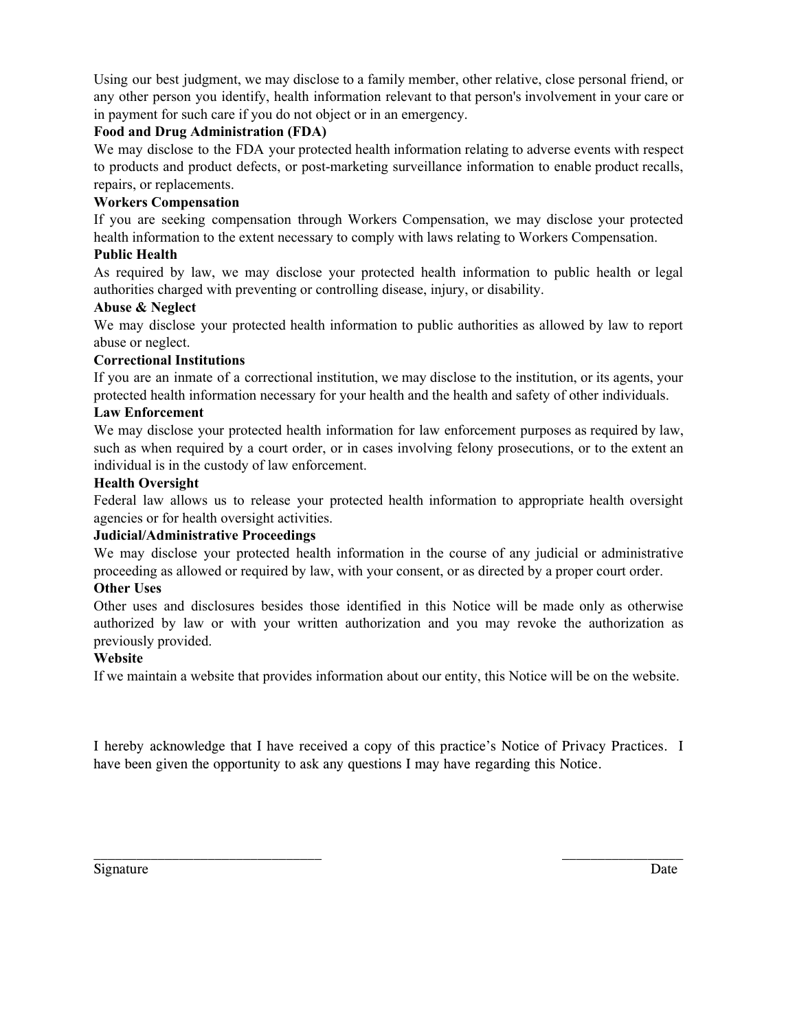Using our best judgment, we may disclose to a family member, other relative, close personal friend, or any other person you identify, health information relevant to that person's involvement in your care or in payment for such care if you do not object or in an emergency.

**Food and Drug Administration (FDA)**

We may disclose to the FDA your protected health information relating to adverse events with respect to products and product defects, or post-marketing surveillance information to enable product recalls, repairs, or replacements.

**Workers Compensation**

If you are seeking compensation through Workers Compensation, we may disclose your protected health information to the extent necessary to comply with laws relating to Workers Compensation.

**Public Health**

As required by law, we may disclose your protected health information to public health or legal authorities charged with preventing or controlling disease, injury, or disability.

**Abuse & Neglect**

We may disclose your protected health information to public authorities as allowed by law to report abuse or neglect.

**Correctional Institutions**

If you are an inmate of a correctional institution, we may disclose to the institution, or its agents, your protected health information necessary for your health and the health and safety of other individuals.

**Law Enforcement**

We may disclose your protected health information for law enforcement purposes as required by law, such as when required by a court order, or in cases involving felony prosecutions, or to the extent an individual is in the custody of law enforcement.

**Health Oversight**

Federal law allows us to release your protected health information to appropriate health oversight agencies or for health oversight activities.

**Judicial/Administrative Proceedings**

We may disclose your protected health information in the course of any judicial or administrative proceeding as allowed or required by law, with your consent, or as directed by a proper court order.

**Other Uses**

Other uses and disclosures besides those identified in this Notice will be made only as otherwise authorized by law or with your written authorization and you may revoke the authorization as previously provided.

**Website**

If we maintain a website that provides information about our entity, this Notice will be on the website.

I hereby acknowledge that I have received a copy of this practice's Notice of Privacy Practices. I have been given the opportunity to ask any questions I may have regarding this Notice.

_________________________________ ________________

Signature Date